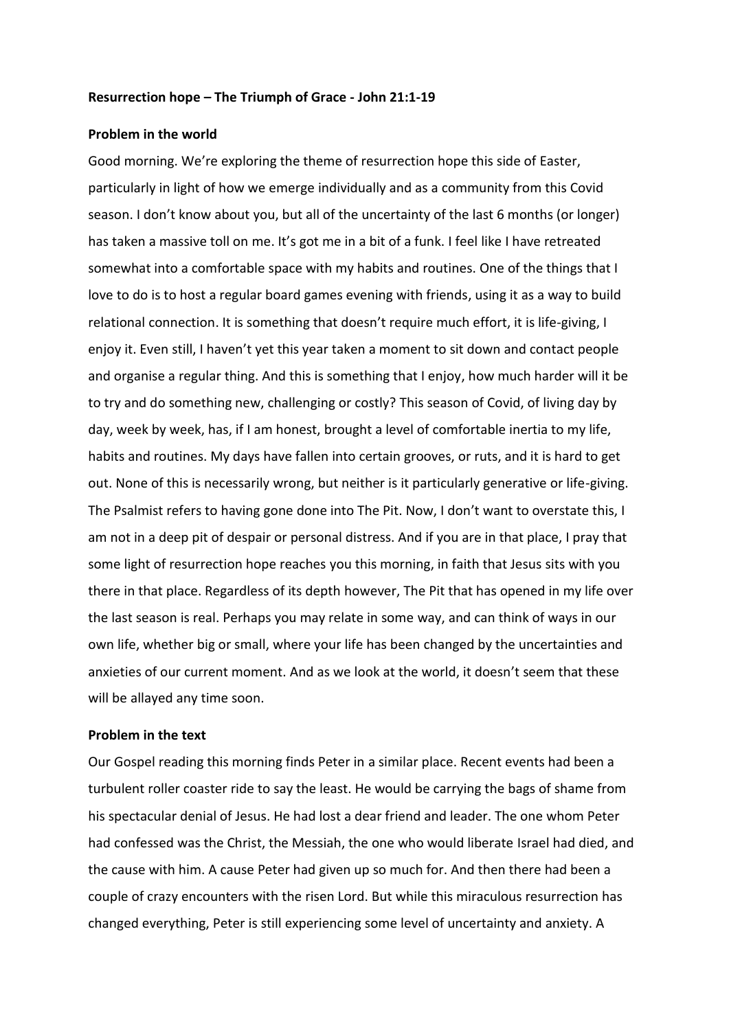**Resurrection hope – The Triumph of Grace - John 21:1-19**

**Problem in the world**

Good morning. We're exploring the theme of resurrection hope this side of Easter, particularly in light of how we emerge individually and as a community from this Covid season. I don't know about you, but all of the uncertainty of the last 6 months (or longer) has taken a massive toll on me. It's got me in a bit of a funk. I feel like I have retreated somewhat into a comfortable space with my habits and routines. One of the things that I love to do is to host a regular board games evening with friends, using it as a way to build relational connection. It is something that doesn't require much effort, it is life-giving, I enjoy it. Even still, I haven't yet this year taken a moment to sit down and contact people and organise a regular thing. And this is something that I enjoy, how much harder will it be to try and do something new, challenging or costly? This season of Covid, of living day by day, week by week, has, if I am honest, brought a level of comfortable inertia to my life, habits and routines. My days have fallen into certain grooves, or ruts, and it is hard to get out. None of this is necessarily wrong, but neither is it particularly generative or life-giving. The Psalmist refers to having gone done into The Pit. Now, I don't want to overstate this, I am not in a deep pit of despair or personal distress. And if you are in that place, I pray that some light of resurrection hope reaches you this morning, in faith that Jesus sits with you there in that place. Regardless of its depth however, The Pit that has opened in my life over the last season is real. Perhaps you may relate in some way, and can think of ways in our own life, whether big or small, where your life has been changed by the uncertainties and anxieties of our current moment. And as we look at the world, it doesn't seem that these will be allayed any time soon.

**Problem in the text**

Our Gospel reading this morning finds Peter in a similar place. Recent events had been a turbulent roller coaster ride to say the least. He would be carrying the bags of shame from his spectacular denial of Jesus. He had lost a dear friend and leader. The one whom Peter had confessed was the Christ, the Messiah, the one who would liberate Israel had died, and the cause with him. A cause Peter had given up so much for. And then there had been a couple of crazy encounters with the risen Lord. But while this miraculous resurrection has changed everything, Peter is still experiencing some level of uncertainty and anxiety. A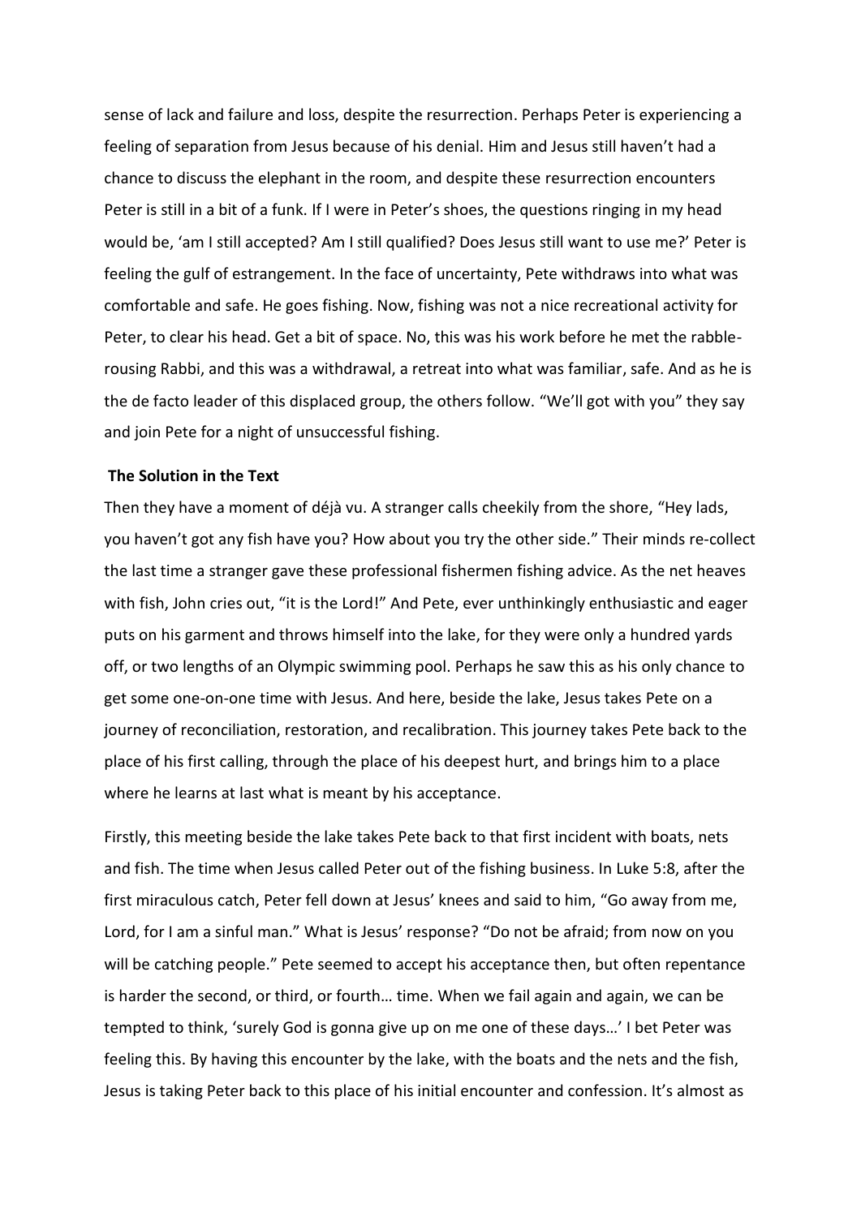sense of lack and failure and loss, despite the resurrection. Perhaps Peter is experiencing a feeling of separation from Jesus because of his denial. Him and Jesus still haven't had a chance to discuss the elephant in the room, and despite these resurrection encounters Peter is still in a bit of a funk. If I were in Peter's shoes, the questions ringing in my head would be, 'am I still accepted? Am I still qualified? Does Jesus still want to use me?' Peter is feeling the gulf of estrangement. In the face of uncertainty, Pete withdraws into what was comfortable and safe. He goes fishing. Now, fishing was not a nice recreational activity for Peter, to clear his head. Get a bit of space. No, this was his work before he met the rabble-rousing Rabbi, and this was a withdrawal, a retreat into what was familiar, safe. And as he is the de facto leader of this displaced group, the others follow. "We'll got with you" they say and join Pete for a night of unsuccessful fishing.

**The Solution in the Text**

Then they have a moment of déjà vu. A stranger calls cheekily from the shore, "Hey lads, you haven't got any fish have you? How about you try the other side." Their minds re-collect the last time a stranger gave these professional fishermen fishing advice. As the net heaves with fish, John cries out, "it is the Lord!" And Pete, ever unthinkingly enthusiastic and eager puts on his garment and throws himself into the lake, for they were only a hundred yards off, or two lengths of an Olympic swimming pool. Perhaps he saw this as his only chance to get some one-on-one time with Jesus. And here, beside the lake, Jesus takes Pete on a journey of reconciliation, restoration, and recalibration. This journey takes Pete back to the place of his first calling, through the place of his deepest hurt, and brings him to a place where he learns at last what is meant by his acceptance.

Firstly, this meeting beside the lake takes Pete back to that first incident with boats, nets and fish. The time when Jesus called Peter out of the fishing business. In Luke 5:8, after the first miraculous catch, Peter fell down at Jesus' knees and said to him, "Go away from me, Lord, for I am a sinful man." What is Jesus' response? "Do not be afraid; from now on you will be catching people." Pete seemed to accept his acceptance then, but often repentance is harder the second, or third, or fourth… time. When we fail again and again, we can be tempted to think, 'surely God is gonna give up on me one of these days…' I bet Peter was feeling this. By having this encounter by the lake, with the boats and the nets and the fish, Jesus is taking Peter back to this place of his initial encounter and confession. It's almost as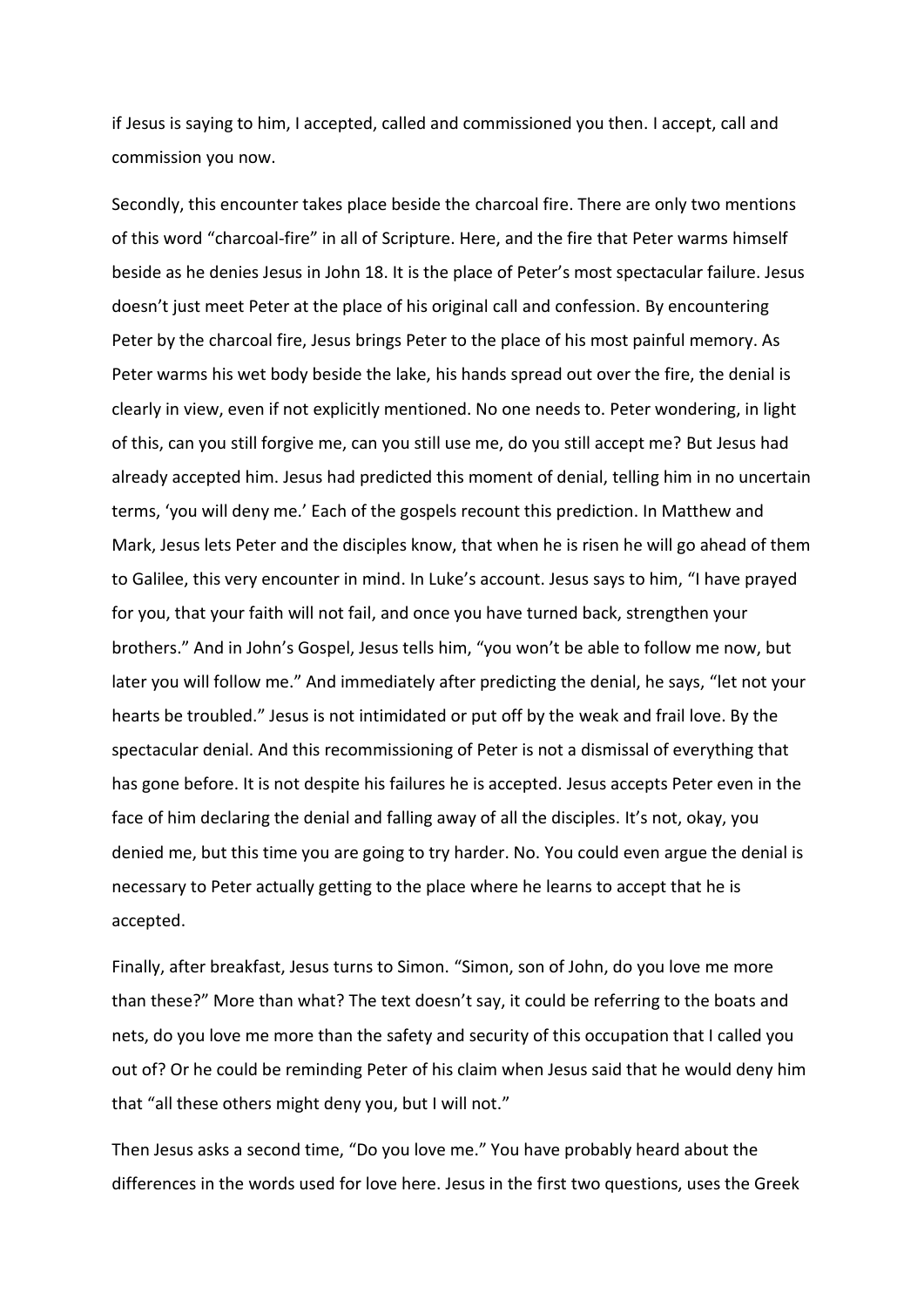if Jesus is saying to him, I accepted, called and commissioned you then. I accept, call and commission you now.

Secondly, this encounter takes place beside the charcoal fire. There are only two mentions of this word "charcoal-fire" in all of Scripture. Here, and the fire that Peter warms himself beside as he denies Jesus in John 18. It is the place of Peter's most spectacular failure. Jesus doesn't just meet Peter at the place of his original call and confession. By encountering Peter by the charcoal fire, Jesus brings Peter to the place of his most painful memory. As Peter warms his wet body beside the lake, his hands spread out over the fire, the denial is clearly in view, even if not explicitly mentioned. No one needs to. Peter wondering, in light of this, can you still forgive me, can you still use me, do you still accept me? But Jesus had already accepted him. Jesus had predicted this moment of denial, telling him in no uncertain terms, 'you will deny me.' Each of the gospels recount this prediction. In Matthew and Mark, Jesus lets Peter and the disciples know, that when he is risen he will go ahead of them to Galilee, this very encounter in mind. In Luke's account. Jesus says to him, "I have prayed for you, that your faith will not fail, and once you have turned back, strengthen your brothers." And in John's Gospel, Jesus tells him, "you won't be able to follow me now, but later you will follow me." And immediately after predicting the denial, he says, "let not your hearts be troubled." Jesus is not intimidated or put off by the weak and frail love. By the spectacular denial. And this recommissioning of Peter is not a dismissal of everything that has gone before. It is not despite his failures he is accepted. Jesus accepts Peter even in the face of him declaring the denial and falling away of all the disciples. It's not, okay, you denied me, but this time you are going to try harder. No. You could even argue the denial is necessary to Peter actually getting to the place where he learns to accept that he is accepted.

Finally, after breakfast, Jesus turns to Simon. "Simon, son of John, do you love me more than these?" More than what? The text doesn't say, it could be referring to the boats and nets, do you love me more than the safety and security of this occupation that I called you out of? Or he could be reminding Peter of his claim when Jesus said that he would deny him that "all these others might deny you, but I will not."

Then Jesus asks a second time, "Do you love me." You have probably heard about the differences in the words used for love here. Jesus in the first two questions, uses the Greek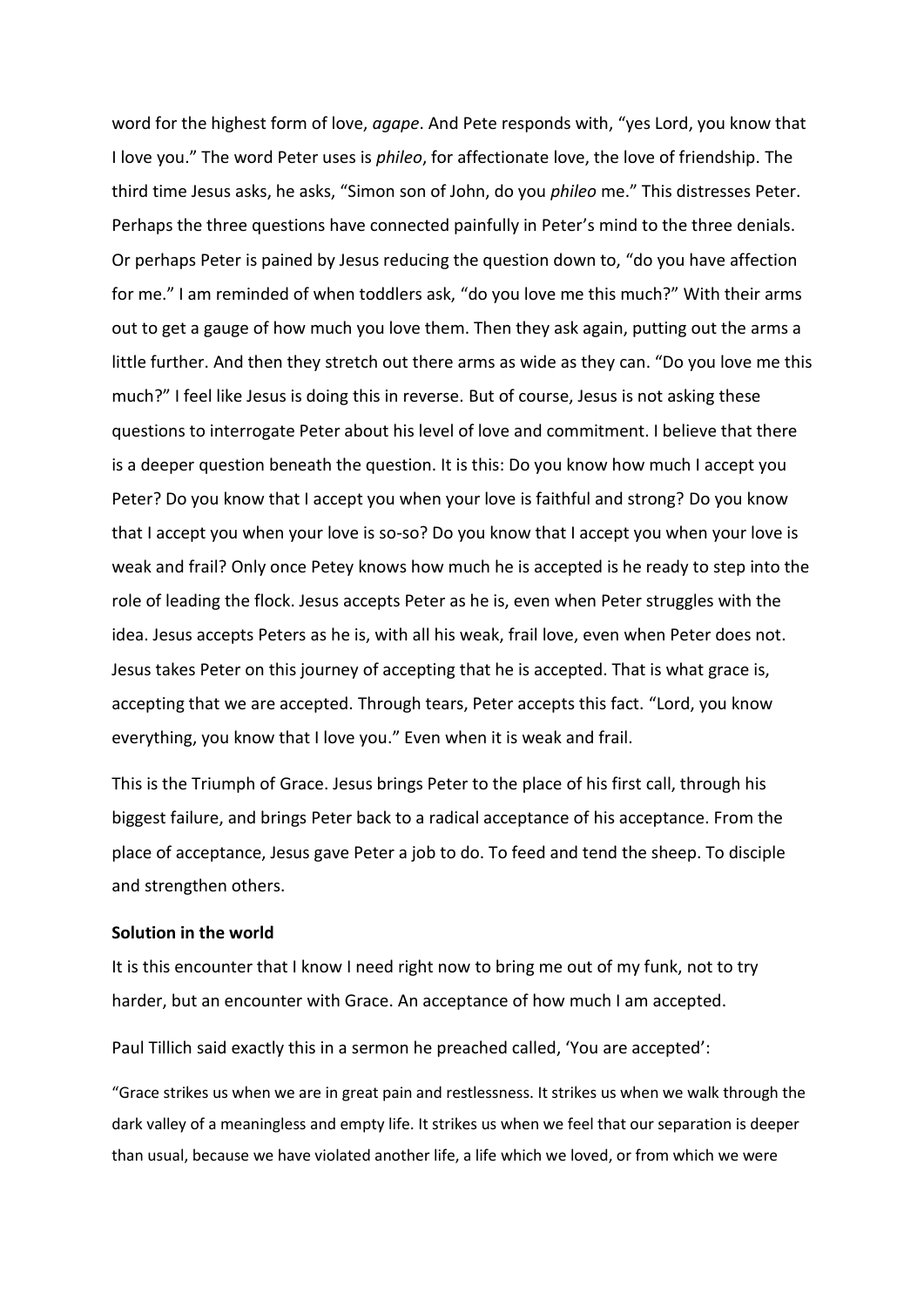word for the highest form of love, *agape*. And Pete responds with, "yes Lord, you know that I love you." The word Peter uses is *phileo*, for affectionate love, the love of friendship. The third time Jesus asks, he asks, "Simon son of John, do you *phileo* me." This distresses Peter. Perhaps the three questions have connected painfully in Peter's mind to the three denials. Or perhaps Peter is pained by Jesus reducing the question down to, "do you have affection for me." I am reminded of when toddlers ask, "do you love me this much?" With their arms out to get a gauge of how much you love them. Then they ask again, putting out the arms a little further. And then they stretch out there arms as wide as they can. "Do you love me this much?" I feel like Jesus is doing this in reverse. But of course, Jesus is not asking these questions to interrogate Peter about his level of love and commitment. I believe that there is a deeper question beneath the question. It is this: Do you know how much I accept you Peter? Do you know that I accept you when your love is faithful and strong? Do you know that I accept you when your love is so-so? Do you know that I accept you when your love is weak and frail? Only once Petey knows how much he is accepted is he ready to step into the role of leading the flock. Jesus accepts Peter as he is, even when Peter struggles with the idea. Jesus accepts Peters as he is, with all his weak, frail love, even when Peter does not. Jesus takes Peter on this journey of accepting that he is accepted. That is what grace is, accepting that we are accepted. Through tears, Peter accepts this fact. "Lord, you know everything, you know that I love you." Even when it is weak and frail.

This is the Triumph of Grace. Jesus brings Peter to the place of his first call, through his biggest failure, and brings Peter back to a radical acceptance of his acceptance. From the place of acceptance, Jesus gave Peter a job to do. To feed and tend the sheep. To disciple and strengthen others.

**Solution in the world**

It is this encounter that I know I need right now to bring me out of my funk, not to try harder, but an encounter with Grace. An acceptance of how much I am accepted.

Paul Tillich said exactly this in a sermon he preached called, 'You are accepted':

"Grace strikes us when we are in great pain and restlessness. It strikes us when we walk through the dark valley of a meaningless and empty life. It strikes us when we feel that our separation is deeper than usual, because we have violated another life, a life which we loved, or from which we were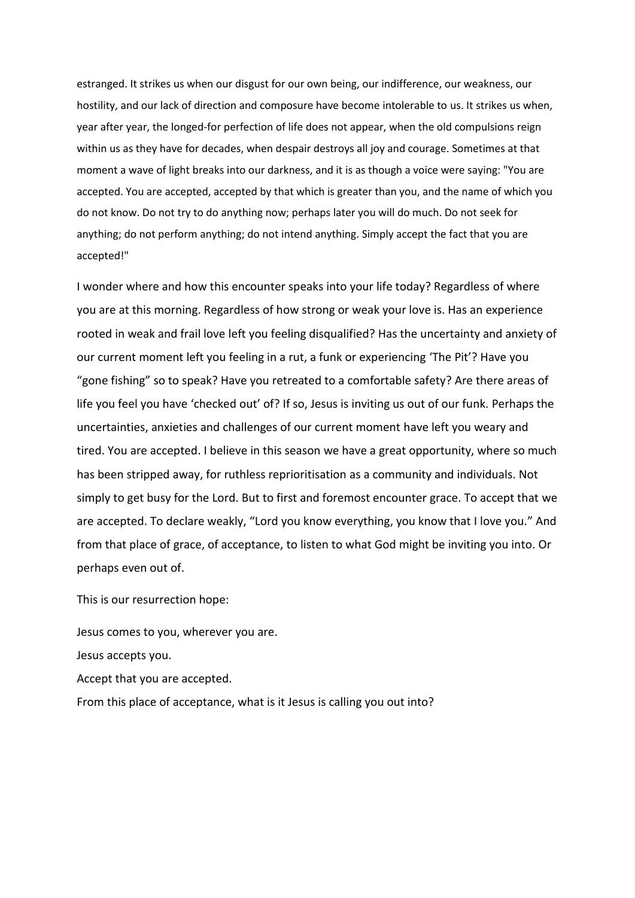estranged. It strikes us when our disgust for our own being, our indifference, our weakness, our hostility, and our lack of direction and composure have become intolerable to us. It strikes us when, year after year, the longed-for perfection of life does not appear, when the old compulsions reign within us as they have for decades, when despair destroys all joy and courage. Sometimes at that moment a wave of light breaks into our darkness, and it is as though a voice were saying: "You are accepted. You are accepted, accepted by that which is greater than you, and the name of which you do not know. Do not try to do anything now; perhaps later you will do much. Do not seek for anything; do not perform anything; do not intend anything. Simply accept the fact that you are accepted!"

I wonder where and how this encounter speaks into your life today? Regardless of where you are at this morning. Regardless of how strong or weak your love is. Has an experience rooted in weak and frail love left you feeling disqualified? Has the uncertainty and anxiety of our current moment left you feeling in a rut, a funk or experiencing 'The Pit'? Have you "gone fishing" so to speak? Have you retreated to a comfortable safety? Are there areas of life you feel you have 'checked out' of? If so, Jesus is inviting us out of our funk. Perhaps the uncertainties, anxieties and challenges of our current moment have left you weary and tired. You are accepted. I believe in this season we have a great opportunity, where so much has been stripped away, for ruthless reprioritisation as a community and individuals. Not simply to get busy for the Lord. But to first and foremost encounter grace. To accept that we are accepted. To declare weakly, "Lord you know everything, you know that I love you." And from that place of grace, of acceptance, to listen to what God might be inviting you into. Or perhaps even out of.

This is our resurrection hope:

Jesus comes to you, wherever you are.

Jesus accepts you.

Accept that you are accepted.

From this place of acceptance, what is it Jesus is calling you out into?